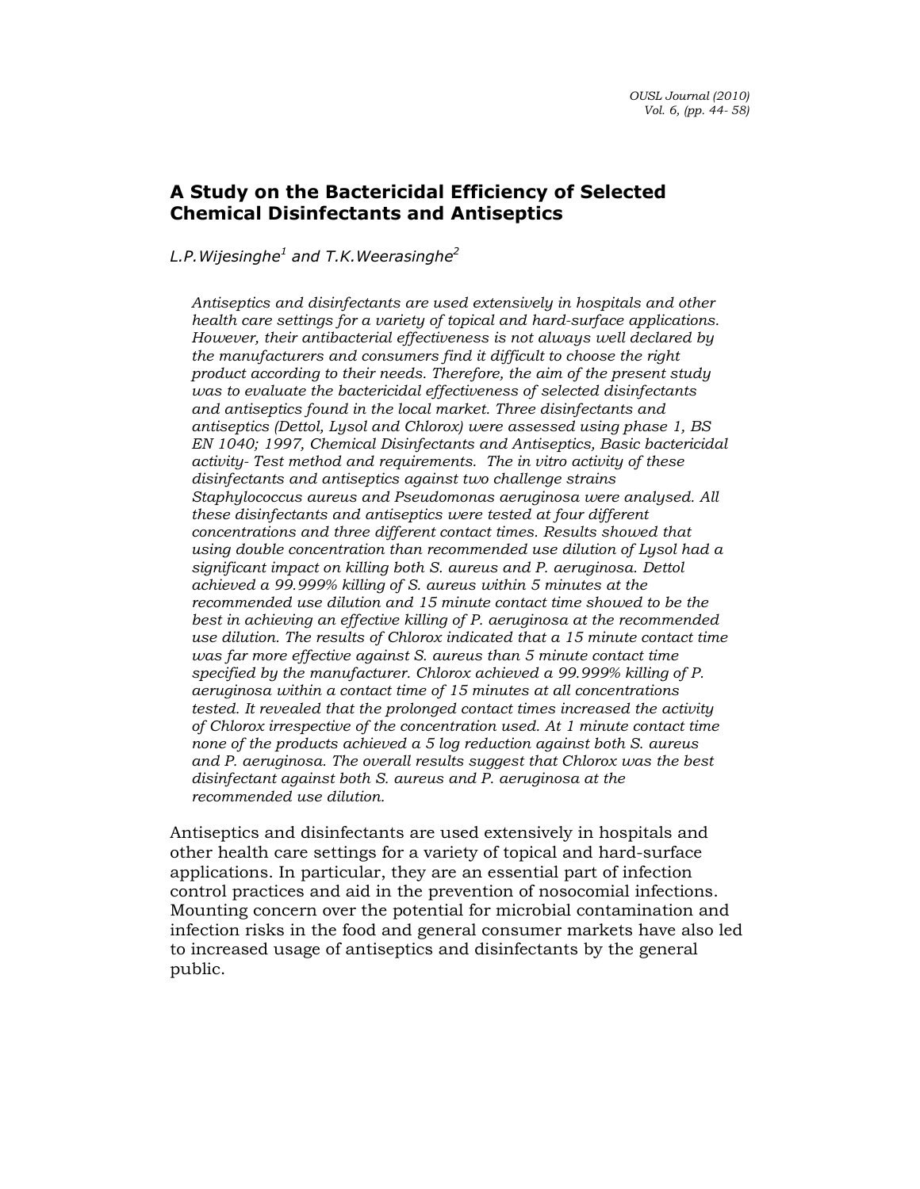# A Study on the Bactericidal Efficiency of Selected Chemical Disinfectants and Antiseptics

*L.P.Wijesinghe[1] and T.K.Weerasinghe[2]*

*Antiseptics and disinfectants are used extensively in hospitals and other health care settings for a variety of topical and hard-surface applications. However, their antibacterial effectiveness is not always well declared by the manufacturers and consumers find it difficult to choose the right product according to their needs. Therefore, the aim of the present study was to evaluate the bactericidal effectiveness of selected disinfectants and antiseptics found in the local market. Three disinfectants and antiseptics (Dettol, Lysol and Chlorox) were assessed using phase 1, BS EN 1040; 1997, Chemical Disinfectants and Antiseptics, Basic bactericidal activity- Test method and requirements. The in vitro activity of these disinfectants and antiseptics against two challenge strains Staphylococcus aureus and Pseudomonas aeruginosa were analysed. All these disinfectants and antiseptics were tested at four different concentrations and three different contact times. Results showed that using double concentration than recommended use dilution of Lysol had a significant impact on killing both S. aureus and P. aeruginosa. Dettol achieved a 99.999% killing of S. aureus within 5 minutes at the recommended use dilution and 15 minute contact time showed to be the best in achieving an effective killing of P. aeruginosa at the recommended use dilution. The results of Chlorox indicated that a 15 minute contact time was far more effective against S. aureus than 5 minute contact time specified by the manufacturer. Chlorox achieved a 99.999% killing of P. aeruginosa within a contact time of 15 minutes at all concentrations tested. It revealed that the prolonged contact times increased the activity of Chlorox irrespective of the concentration used. At 1 minute contact time none of the products achieved a 5 log reduction against both S. aureus and P. aeruginosa. The overall results suggest that Chlorox was the best disinfectant against both S. aureus and P. aeruginosa at the recommended use dilution.*

Antiseptics and disinfectants are used extensively in hospitals and other health care settings for a variety of topical and hard-surface applications. In particular, they are an essential part of infection control practices and aid in the prevention of nosocomial infections. Mounting concern over the potential for microbial contamination and infection risks in the food and general consumer markets have also led to increased usage of antiseptics and disinfectants by the general public.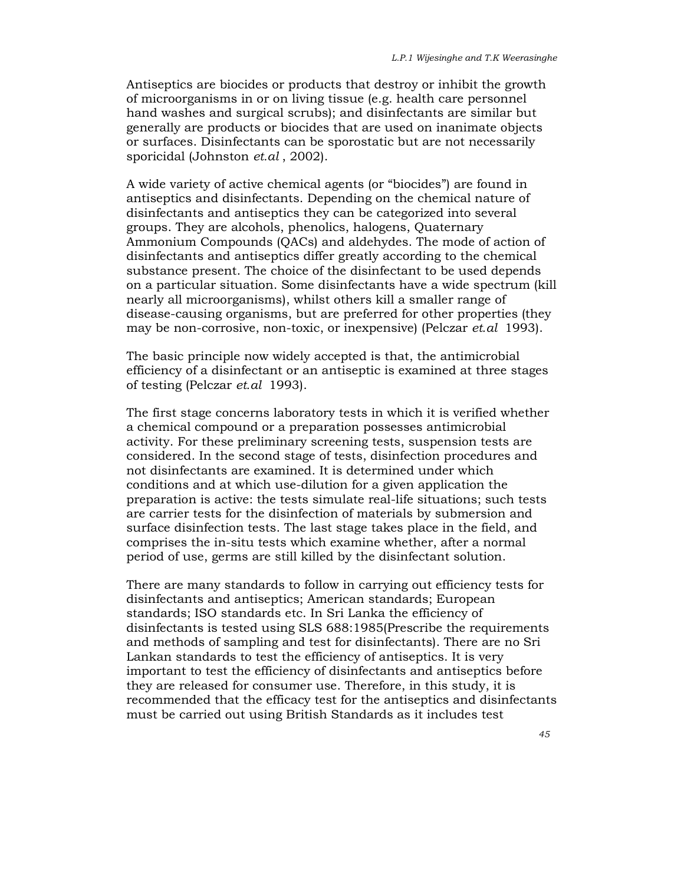Antiseptics are biocides or products that destroy or inhibit the growth of microorganisms in or on living tissue (e.g. health care personnel hand washes and surgical scrubs); and disinfectants are similar but generally are products or biocides that are used on inanimate objects or surfaces. Disinfectants can be sporostatic but are not necessarily sporicidal (Johnston *et.al* , 2002).

A wide variety of active chemical agents (or "biocides") are found in antiseptics and disinfectants. Depending on the chemical nature of disinfectants and antiseptics they can be categorized into several groups. They are alcohols, phenolics, halogens, Quaternary Ammonium Compounds (QACs) and aldehydes. The mode of action of disinfectants and antiseptics differ greatly according to the chemical substance present. The choice of the disinfectant to be used depends on a particular situation. Some disinfectants have a wide spectrum (kill nearly all microorganisms), whilst others kill a smaller range of disease-causing organisms, but are preferred for other properties (they may be non-corrosive, non-toxic, or inexpensive) (Pelczar *et.al* 1993).

The basic principle now widely accepted is that, the antimicrobial efficiency of a disinfectant or an antiseptic is examined at three stages of testing (Pelczar *et.al* 1993).

The first stage concerns laboratory tests in which it is verified whether a chemical compound or a preparation possesses antimicrobial activity. For these preliminary screening tests, suspension tests are considered. In the second stage of tests, disinfection procedures and not disinfectants are examined. It is determined under which conditions and at which use-dilution for a given application the preparation is active: the tests simulate real-life situations; such tests are carrier tests for the disinfection of materials by submersion and surface disinfection tests. The last stage takes place in the field, and comprises the in-situ tests which examine whether, after a normal period of use, germs are still killed by the disinfectant solution.

There are many standards to follow in carrying out efficiency tests for disinfectants and antiseptics; American standards; European standards; ISO standards etc. In Sri Lanka the efficiency of disinfectants is tested using SLS 688:1985(Prescribe the requirements and methods of sampling and test for disinfectants). There are no Sri Lankan standards to test the efficiency of antiseptics. It is very important to test the efficiency of disinfectants and antiseptics before they are released for consumer use. Therefore, in this study, it is recommended that the efficacy test for the antiseptics and disinfectants must be carried out using British Standards as it includes test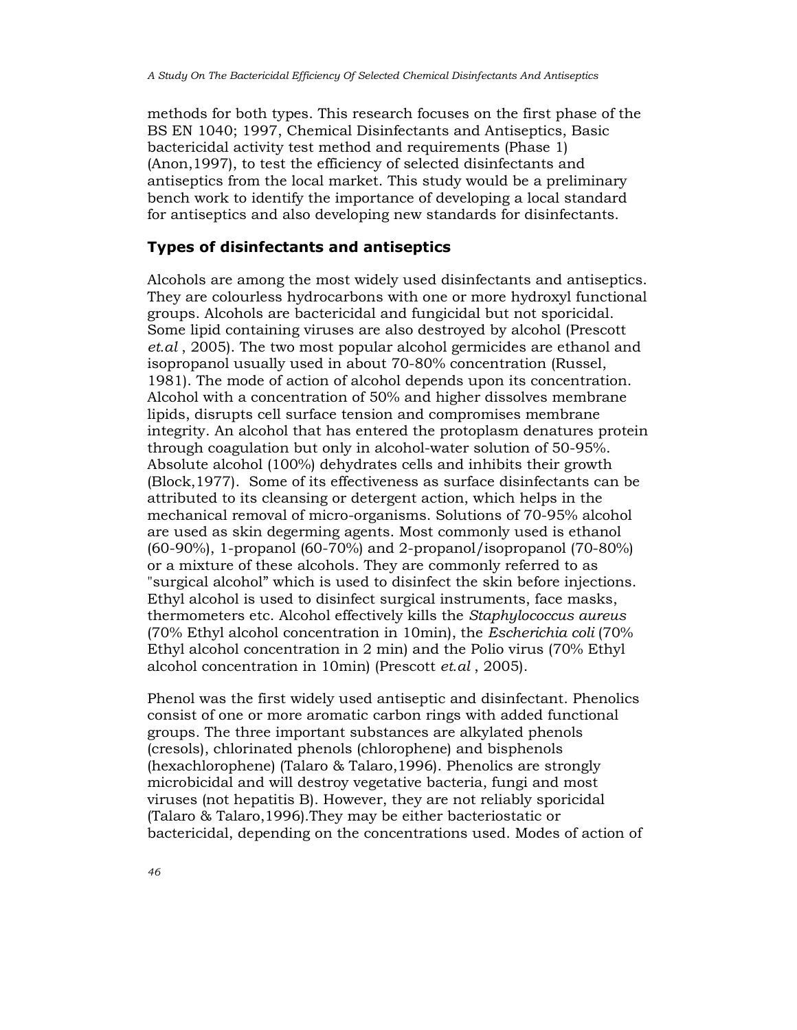methods for both types. This research focuses on the first phase of the BS EN 1040; 1997, Chemical Disinfectants and Antiseptics, Basic bactericidal activity test method and requirements (Phase 1) (Anon,1997), to test the efficiency of selected disinfectants and antiseptics from the local market. This study would be a preliminary bench work to identify the importance of developing a local standard for antiseptics and also developing new standards for disinfectants.

## Types of disinfectants and antiseptics

Alcohols are among the most widely used disinfectants and antiseptics. They are colourless hydrocarbons with one or more hydroxyl functional groups. Alcohols are bactericidal and fungicidal but not sporicidal. Some lipid containing viruses are also destroyed by alcohol (Prescott *et.al* , 2005). The two most popular alcohol germicides are ethanol and isopropanol usually used in about 70-80% concentration (Russel, 1981). The mode of action of alcohol depends upon its concentration. Alcohol with a concentration of 50% and higher dissolves membrane lipids, disrupts cell surface tension and compromises membrane integrity. An alcohol that has entered the protoplasm denatures protein through coagulation but only in alcohol-water solution of 50-95%. Absolute alcohol (100%) dehydrates cells and inhibits their growth (Block,1977). Some of its effectiveness as surface disinfectants can be attributed to its cleansing or detergent action, which helps in the mechanical removal of micro-organisms. Solutions of 70-95% alcohol are used as skin degerming agents. Most commonly used is ethanol (60-90%), 1-propanol (60-70%) and 2-propanol/isopropanol (70-80%) or a mixture of these alcohols. They are commonly referred to as "surgical alcohol" which is used to disinfect the skin before injections. Ethyl alcohol is used to disinfect surgical instruments, face masks, thermometers etc. Alcohol effectively kills the *Staphylococcus aureus* (70% Ethyl alcohol concentration in 10min), the *Escherichia coli* (70% Ethyl alcohol concentration in 2 min) and the Polio virus (70% Ethyl alcohol concentration in 10min) (Prescott *et.al* , 2005).

Phenol was the first widely used antiseptic and disinfectant. Phenolics consist of one or more aromatic carbon rings with added functional groups. The three important substances are alkylated phenols (cresols), chlorinated phenols (chlorophene) and bisphenols (hexachlorophene) (Talaro & Talaro,1996). Phenolics are strongly microbicidal and will destroy vegetative bacteria, fungi and most viruses (not hepatitis B). However, they are not reliably sporicidal (Talaro & Talaro,1996).They may be either bacteriostatic or bactericidal, depending on the concentrations used. Modes of action of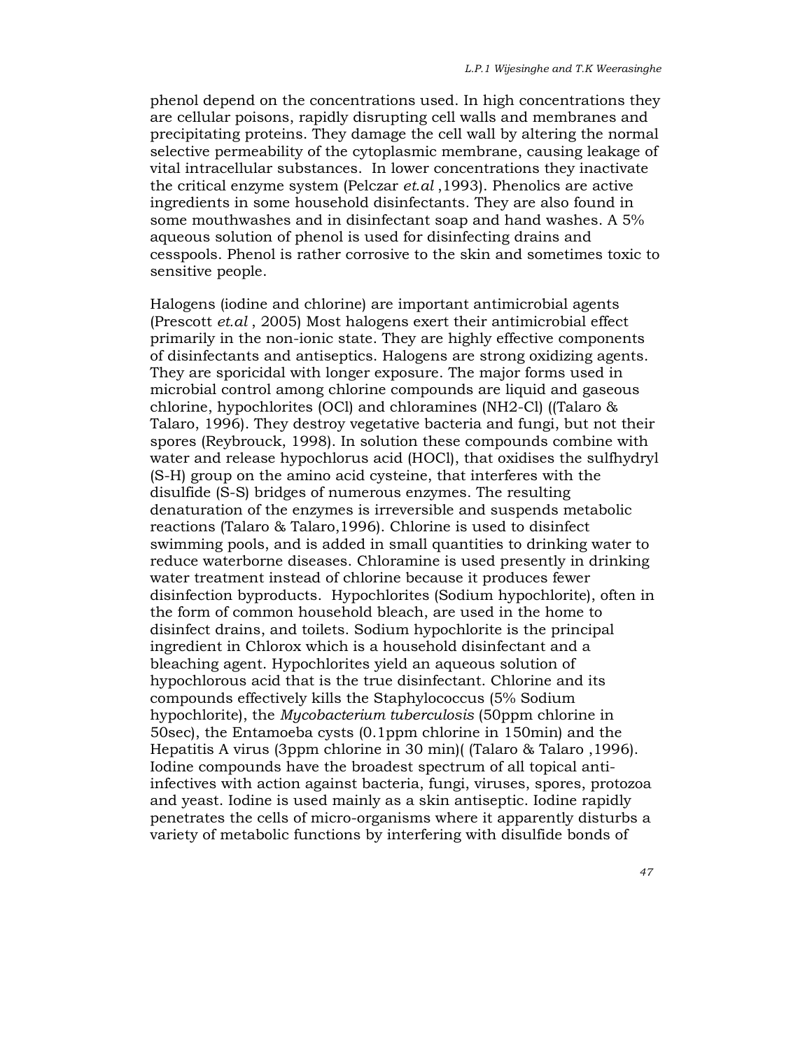phenol depend on the concentrations used. In high concentrations they are cellular poisons, rapidly disrupting cell walls and membranes and precipitating proteins. They damage the cell wall by altering the normal selective permeability of the cytoplasmic membrane, causing leakage of vital intracellular substances. In lower concentrations they inactivate the critical enzyme system (Pelczar *et.al* ,1993). Phenolics are active ingredients in some household disinfectants. They are also found in some mouthwashes and in disinfectant soap and hand washes. A 5% aqueous solution of phenol is used for disinfecting drains and cesspools. Phenol is rather corrosive to the skin and sometimes toxic to sensitive people.

Halogens (iodine and chlorine) are important antimicrobial agents (Prescott *et.al* , 2005) Most halogens exert their antimicrobial effect primarily in the non-ionic state. They are highly effective components of disinfectants and antiseptics. Halogens are strong oxidizing agents. They are sporicidal with longer exposure. The major forms used in microbial control among chlorine compounds are liquid and gaseous chlorine, hypochlorites (OCl) and chloramines (NH2-Cl) ((Talaro & Talaro, 1996). They destroy vegetative bacteria and fungi, but not their spores (Reybrouck, 1998). In solution these compounds combine with water and release hypochlorus acid (HOCl), that oxidises the sulfhydryl (S-H) group on the amino acid cysteine, that interferes with the disulfide (S-S) bridges of numerous enzymes. The resulting denaturation of the enzymes is irreversible and suspends metabolic reactions (Talaro & Talaro,1996). Chlorine is used to disinfect swimming pools, and is added in small quantities to drinking water to reduce waterborne diseases. Chloramine is used presently in drinking water treatment instead of chlorine because it produces fewer disinfection byproducts. Hypochlorites (Sodium hypochlorite), often in the form of common household bleach, are used in the home to disinfect drains, and toilets. Sodium hypochlorite is the principal ingredient in Chlorox which is a household disinfectant and a bleaching agent. Hypochlorites yield an aqueous solution of hypochlorous acid that is the true disinfectant. Chlorine and its compounds effectively kills the Staphylococcus (5% Sodium hypochlorite), the *Mycobacterium tuberculosis* (50ppm chlorine in 50sec), the Entamoeba cysts (0.1ppm chlorine in 150min) and the Hepatitis A virus (3ppm chlorine in 30 min)( (Talaro & Talaro ,1996). Iodine compounds have the broadest spectrum of all topical anti-infectives with action against bacteria, fungi, viruses, spores, protozoa and yeast. Iodine is used mainly as a skin antiseptic. Iodine rapidly penetrates the cells of micro-organisms where it apparently disturbs a variety of metabolic functions by interfering with disulfide bonds of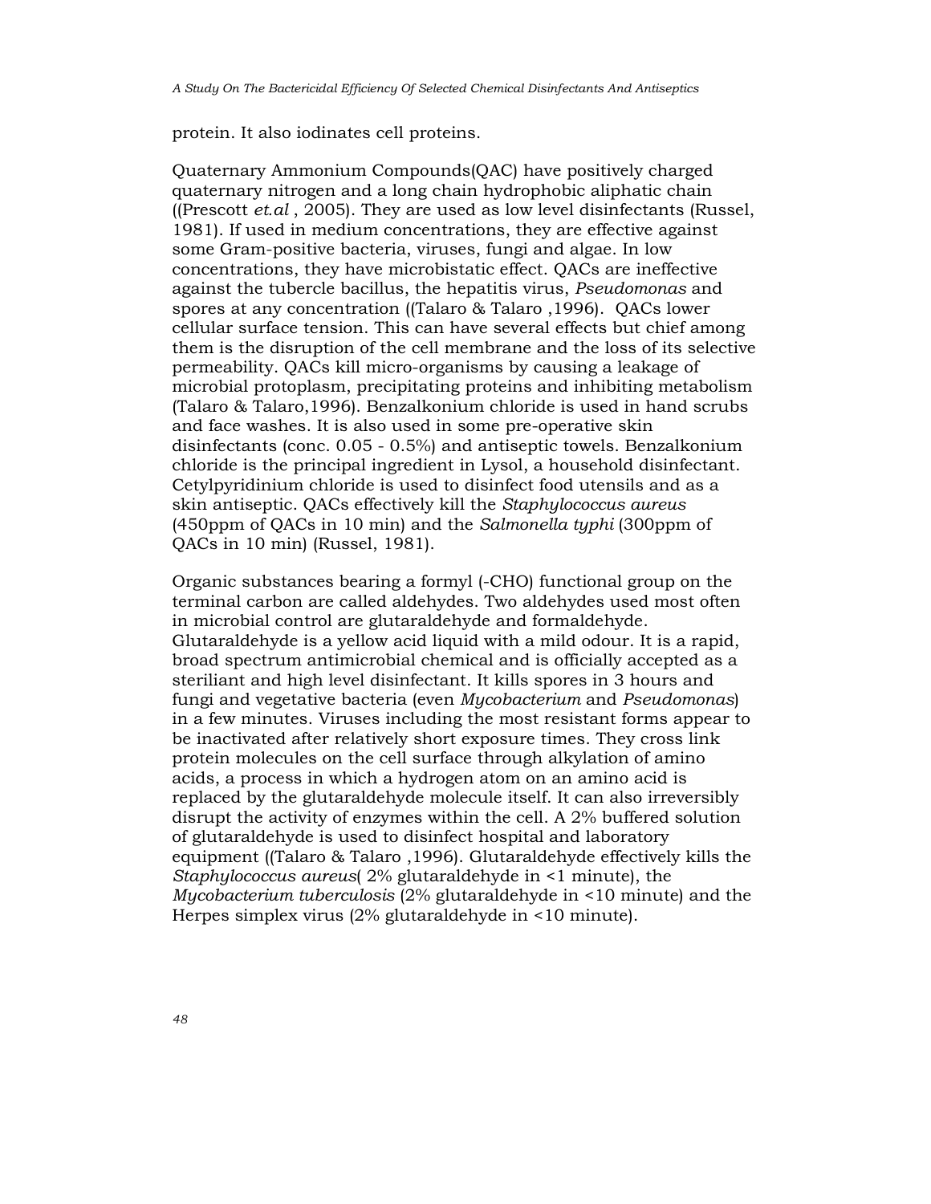protein. It also iodinates cell proteins.

Quaternary Ammonium Compounds(QAC) have positively charged quaternary nitrogen and a long chain hydrophobic aliphatic chain ((Prescott *et.al* , 2005). They are used as low level disinfectants (Russel, 1981). If used in medium concentrations, they are effective against some Gram-positive bacteria, viruses, fungi and algae. In low concentrations, they have microbistatic effect. QACs are ineffective against the tubercle bacillus, the hepatitis virus, *Pseudomonas* and spores at any concentration ((Talaro & Talaro ,1996). QACs lower cellular surface tension. This can have several effects but chief among them is the disruption of the cell membrane and the loss of its selective permeability. QACs kill micro-organisms by causing a leakage of microbial protoplasm, precipitating proteins and inhibiting metabolism (Talaro & Talaro,1996). Benzalkonium chloride is used in hand scrubs and face washes. It is also used in some pre-operative skin disinfectants (conc. 0.05 - 0.5%) and antiseptic towels. Benzalkonium chloride is the principal ingredient in Lysol, a household disinfectant. Cetylpyridinium chloride is used to disinfect food utensils and as a skin antiseptic. QACs effectively kill the *Staphylococcus aureus* (450ppm of QACs in 10 min) and the *Salmonella typhi* (300ppm of QACs in 10 min) (Russel, 1981).

Organic substances bearing a formyl (-CHO) functional group on the terminal carbon are called aldehydes. Two aldehydes used most often in microbial control are glutaraldehyde and formaldehyde. Glutaraldehyde is a yellow acid liquid with a mild odour. It is a rapid, broad spectrum antimicrobial chemical and is officially accepted as a steriliant and high level disinfectant. It kills spores in 3 hours and fungi and vegetative bacteria (even *Mycobacterium* and *Pseudomonas*) in a few minutes. Viruses including the most resistant forms appear to be inactivated after relatively short exposure times. They cross link protein molecules on the cell surface through alkylation of amino acids, a process in which a hydrogen atom on an amino acid is replaced by the glutaraldehyde molecule itself. It can also irreversibly disrupt the activity of enzymes within the cell. A 2% buffered solution of glutaraldehyde is used to disinfect hospital and laboratory equipment ((Talaro & Talaro ,1996). Glutaraldehyde effectively kills the *Staphylococcus aureus*( 2% glutaraldehyde in <1 minute), the *Mycobacterium tuberculosis* (2% glutaraldehyde in <10 minute) and the Herpes simplex virus (2% glutaraldehyde in <10 minute).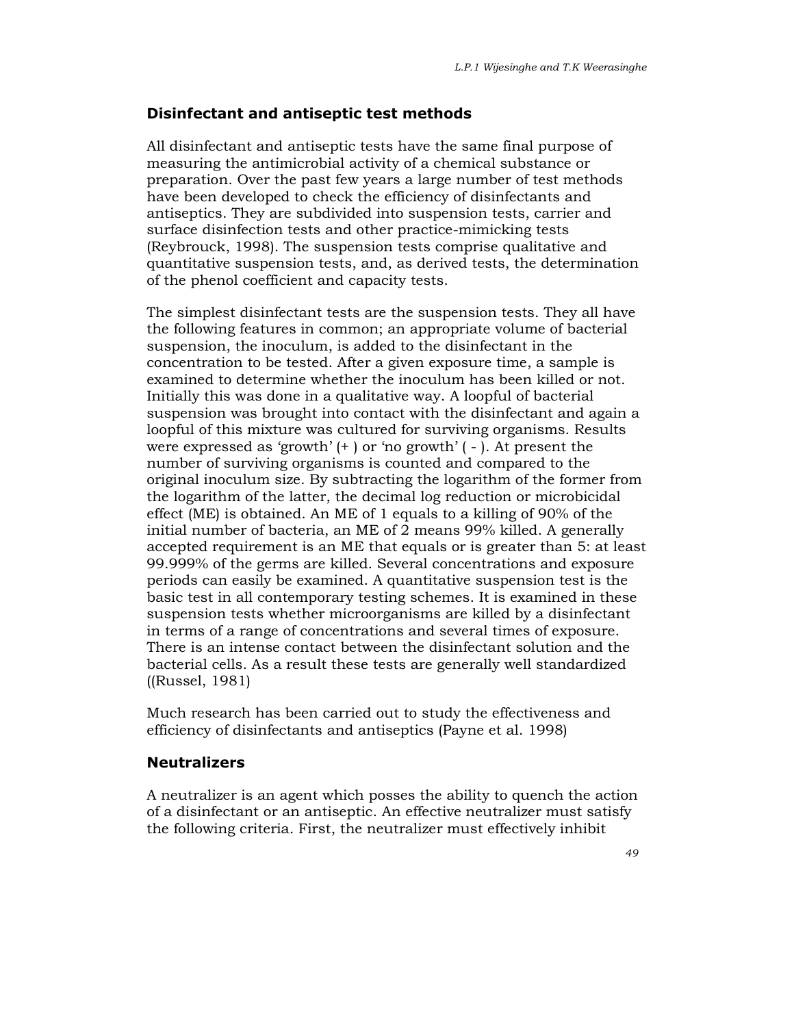## Disinfectant and antiseptic test methods

All disinfectant and antiseptic tests have the same final purpose of measuring the antimicrobial activity of a chemical substance or preparation. Over the past few years a large number of test methods have been developed to check the efficiency of disinfectants and antiseptics. They are subdivided into suspension tests, carrier and surface disinfection tests and other practice-mimicking tests (Reybrouck, 1998). The suspension tests comprise qualitative and quantitative suspension tests, and, as derived tests, the determination of the phenol coefficient and capacity tests.

The simplest disinfectant tests are the suspension tests. They all have the following features in common; an appropriate volume of bacterial suspension, the inoculum, is added to the disinfectant in the concentration to be tested. After a given exposure time, a sample is examined to determine whether the inoculum has been killed or not. Initially this was done in a qualitative way. A loopful of bacterial suspension was brought into contact with the disinfectant and again a loopful of this mixture was cultured for surviving organisms. Results were expressed as 'growth' (+ ) or 'no growth' ( - ). At present the number of surviving organisms is counted and compared to the original inoculum size. By subtracting the logarithm of the former from the logarithm of the latter, the decimal log reduction or microbicidal effect (ME) is obtained. An ME of 1 equals to a killing of 90% of the initial number of bacteria, an ME of 2 means 99% killed. A generally accepted requirement is an ME that equals or is greater than 5: at least 99.999% of the germs are killed. Several concentrations and exposure periods can easily be examined. A quantitative suspension test is the basic test in all contemporary testing schemes. It is examined in these suspension tests whether microorganisms are killed by a disinfectant in terms of a range of concentrations and several times of exposure. There is an intense contact between the disinfectant solution and the bacterial cells. As a result these tests are generally well standardized ((Russel, 1981)

Much research has been carried out to study the effectiveness and efficiency of disinfectants and antiseptics (Payne et al. 1998)

## Neutralizers

A neutralizer is an agent which posses the ability to quench the action of a disinfectant or an antiseptic. An effective neutralizer must satisfy the following criteria. First, the neutralizer must effectively inhibit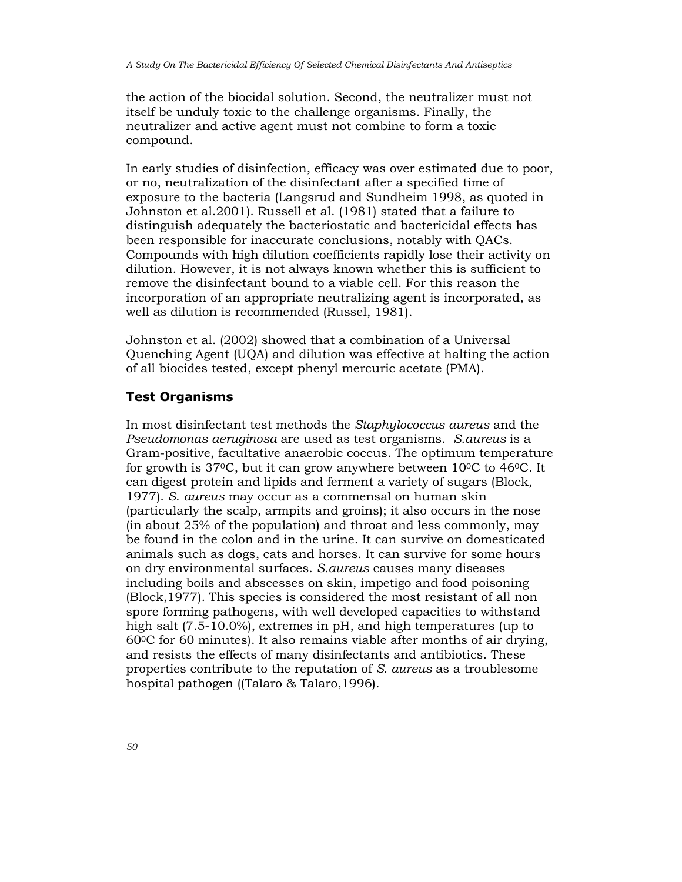the action of the biocidal solution. Second, the neutralizer must not itself be unduly toxic to the challenge organisms. Finally, the neutralizer and active agent must not combine to form a toxic compound.

In early studies of disinfection, efficacy was over estimated due to poor, or no, neutralization of the disinfectant after a specified time of exposure to the bacteria (Langsrud and Sundheim 1998, as quoted in Johnston et al.2001). Russell et al. (1981) stated that a failure to distinguish adequately the bacteriostatic and bactericidal effects has been responsible for inaccurate conclusions, notably with QACs. Compounds with high dilution coefficients rapidly lose their activity on dilution. However, it is not always known whether this is sufficient to remove the disinfectant bound to a viable cell. For this reason the incorporation of an appropriate neutralizing agent is incorporated, as well as dilution is recommended (Russel, 1981).

Johnston et al. (2002) showed that a combination of a Universal Quenching Agent (UQA) and dilution was effective at halting the action of all biocides tested, except phenyl mercuric acetate (PMA).

## Test Organisms

In most disinfectant test methods the *Staphylococcus aureus* and the *Pseudomonas aeruginosa* are used as test organisms. *S.aureus* is a Gram-positive, facultative anaerobic coccus. The optimum temperature for growth is 37$^0$C, but it can grow anywhere between 10$^0$C to 46$^0$C. It can digest protein and lipids and ferment a variety of sugars (Block, 1977). *S. aureus* may occur as a commensal on human skin (particularly the scalp, armpits and groins); it also occurs in the nose (in about 25% of the population) and throat and less commonly, may be found in the colon and in the urine. It can survive on domesticated animals such as dogs, cats and horses. It can survive for some hours on dry environmental surfaces. *S.aureus* causes many diseases including boils and abscesses on skin, impetigo and food poisoning (Block,1977). This species is considered the most resistant of all non spore forming pathogens, with well developed capacities to withstand high salt (7.5-10.0%), extremes in pH, and high temperatures (up to 60$^0$C for 60 minutes). It also remains viable after months of air drying, and resists the effects of many disinfectants and antibiotics. These properties contribute to the reputation of *S. aureus* as a troublesome hospital pathogen ((Talaro & Talaro,1996).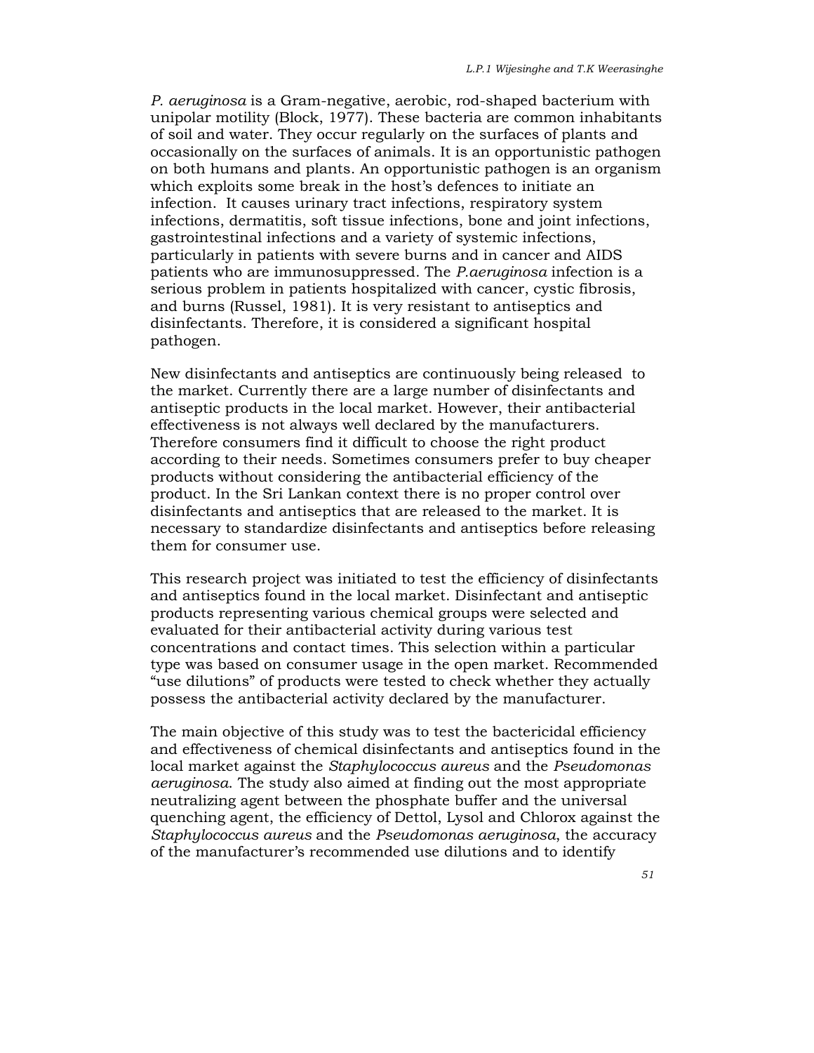*P. aeruginosa* is a Gram-negative, aerobic, rod-shaped bacterium with unipolar motility (Block, 1977). These bacteria are common inhabitants of soil and water. They occur regularly on the surfaces of plants and occasionally on the surfaces of animals. It is an opportunistic pathogen on both humans and plants. An opportunistic pathogen is an organism which exploits some break in the host's defences to initiate an infection. It causes urinary tract infections, respiratory system infections, dermatitis, soft tissue infections, bone and joint infections, gastrointestinal infections and a variety of systemic infections, particularly in patients with severe burns and in cancer and AIDS patients who are immunosuppressed. The *P.aeruginosa* infection is a serious problem in patients hospitalized with cancer, cystic fibrosis, and burns (Russel, 1981). It is very resistant to antiseptics and disinfectants. Therefore, it is considered a significant hospital pathogen.

New disinfectants and antiseptics are continuously being released to the market. Currently there are a large number of disinfectants and antiseptic products in the local market. However, their antibacterial effectiveness is not always well declared by the manufacturers. Therefore consumers find it difficult to choose the right product according to their needs. Sometimes consumers prefer to buy cheaper products without considering the antibacterial efficiency of the product. In the Sri Lankan context there is no proper control over disinfectants and antiseptics that are released to the market. It is necessary to standardize disinfectants and antiseptics before releasing them for consumer use.

This research project was initiated to test the efficiency of disinfectants and antiseptics found in the local market. Disinfectant and antiseptic products representing various chemical groups were selected and evaluated for their antibacterial activity during various test concentrations and contact times. This selection within a particular type was based on consumer usage in the open market. Recommended "use dilutions" of products were tested to check whether they actually possess the antibacterial activity declared by the manufacturer.

The main objective of this study was to test the bactericidal efficiency and effectiveness of chemical disinfectants and antiseptics found in the local market against the *Staphylococcus aureus* and the *Pseudomonas aeruginosa*. The study also aimed at finding out the most appropriate neutralizing agent between the phosphate buffer and the universal quenching agent, the efficiency of Dettol, Lysol and Chlorox against the *Staphylococcus aureus* and the *Pseudomonas aeruginosa*, the accuracy of the manufacturer's recommended use dilutions and to identify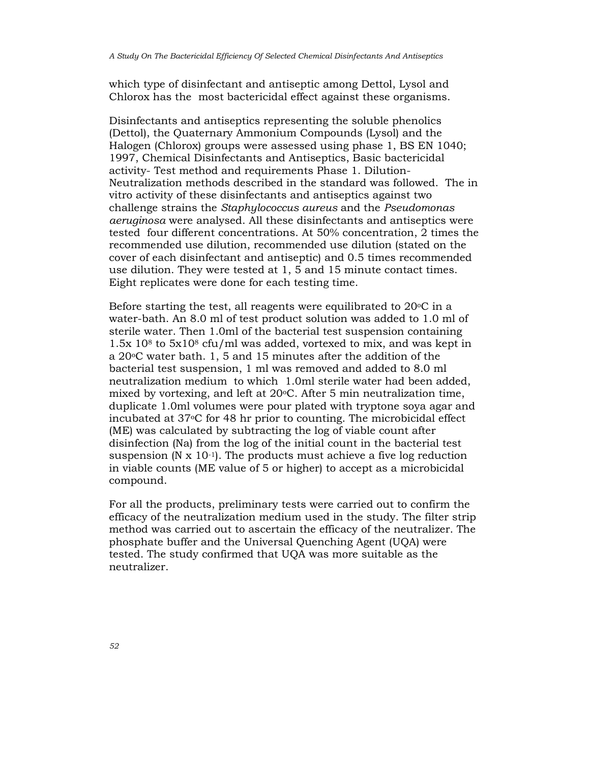which type of disinfectant and antiseptic among Dettol, Lysol and Chlorox has the most bactericidal effect against these organisms.

Disinfectants and antiseptics representing the soluble phenolics (Dettol), the Quaternary Ammonium Compounds (Lysol) and the Halogen (Chlorox) groups were assessed using phase 1, BS EN 1040; 1997, Chemical Disinfectants and Antiseptics, Basic bactericidal activity- Test method and requirements Phase 1. Dilution-Neutralization methods described in the standard was followed. The in vitro activity of these disinfectants and antiseptics against two challenge strains the *Staphylococcus aureus* and the *Pseudomonas aeruginosa* were analysed. All these disinfectants and antiseptics were tested four different concentrations. At 50% concentration, 2 times the recommended use dilution, recommended use dilution (stated on the cover of each disinfectant and antiseptic) and 0.5 times recommended use dilution. They were tested at 1, 5 and 15 minute contact times. Eight replicates were done for each testing time.

Before starting the test, all reagents were equilibrated to 20°C in a water-bath. An 8.0 ml of test product solution was added to 1.0 ml of sterile water. Then 1.0ml of the bacterial test suspension containing $1.5 \times 10^8$ to $5 \times 10^8$ cfu/ml was added, vortexed to mix, and was kept in a 20°C water bath. 1, 5 and 15 minutes after the addition of the bacterial test suspension, 1 ml was removed and added to 8.0 ml neutralization medium to which 1.0ml sterile water had been added, mixed by vortexing, and left at 20°C. After 5 min neutralization time, duplicate 1.0ml volumes were pour plated with tryptone soya agar and incubated at 37°C for 48 hr prior to counting. The microbicidal effect (ME) was calculated by subtracting the log of viable count after disinfection (Na) from the log of the initial count in the bacterial test suspension ($N \times 10^{-1}$). The products must achieve a five log reduction in viable counts (ME value of 5 or higher) to accept as a microbicidal compound.

For all the products, preliminary tests were carried out to confirm the efficacy of the neutralization medium used in the study. The filter strip method was carried out to ascertain the efficacy of the neutralizer. The phosphate buffer and the Universal Quenching Agent (UQA) were tested. The study confirmed that UQA was more suitable as the neutralizer.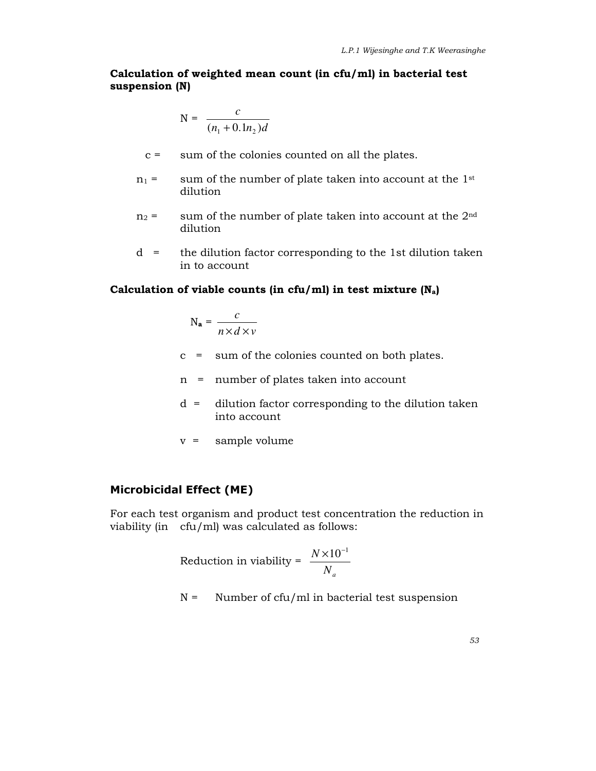**Calculation of weighted mean count (in cfu/ml) in bacterial test suspension (N)**

$$N = \frac{c}{(n_1 + 0.1n_2)d}$$

c = sum of the colonies counted on all the plates.

$n_1$ = sum of the number of plate taken into account at the 1st dilution

$n_2$ = sum of the number of plate taken into account at the 2nd dilution

d = the dilution factor corresponding to the 1st dilution taken in to account

**Calculation of viable counts (in cfu/ml) in test mixture ($N_a$)**

$$N_a = \frac{c}{n \times d \times v}$$

c = sum of the colonies counted on both plates.

n = number of plates taken into account

d = dilution factor corresponding to the dilution taken into account

v = sample volume

## Microbicidal Effect (ME)

For each test organism and product test concentration the reduction in viability (in cfu/ml) was calculated as follows:

$$\text{Reduction in viability} = \frac{N \times 10^{-1}}{N_a}$$

N = Number of cfu/ml in bacterial test suspension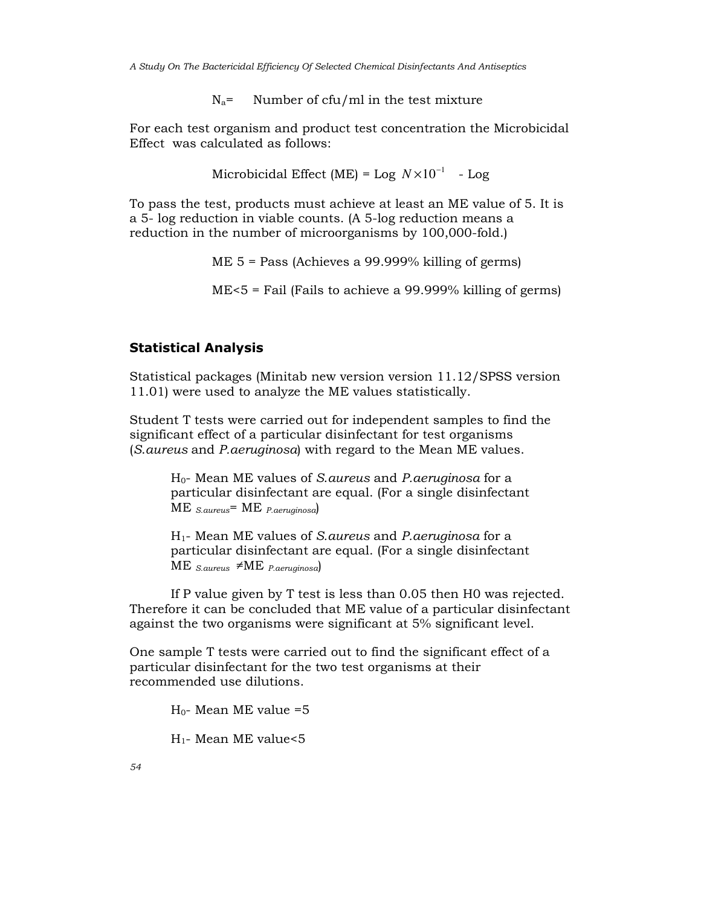$N_a$= Number of cfu/ml in the test mixture

For each test organism and product test concentration the Microbicidal Effect was calculated as follows:

$$\text{Microbicidal Effect (ME)} = \text{Log } N \times 10^{-1} \quad \text{- Log}$$

To pass the test, products must achieve at least an ME value of 5. It is a 5- log reduction in viable counts. (A 5-log reduction means a reduction in the number of microorganisms by 100,000-fold.)

ME 5 = Pass (Achieves a 99.999% killing of germs)

ME<5 = Fail (Fails to achieve a 99.999% killing of germs)

## Statistical Analysis

Statistical packages (Minitab new version version 11.12/SPSS version 11.01) were used to analyze the ME values statistically.

Student T tests were carried out for independent samples to find the significant effect of a particular disinfectant for test organisms (*S.aureus* and *P.aeruginosa*) with regard to the Mean ME values.

$H_0$- Mean ME values of *S.aureus* and *P.aeruginosa* for a particular disinfectant are equal. (For a single disinfectant $\text{ME}_{S.aureus} = \text{ME}_{P.aeruginosa}$)

$H_1$- Mean ME values of *S.aureus* and *P.aeruginosa* for a particular disinfectant are equal. (For a single disinfectant $\text{ME}_{S.aureus} \neq \text{ME}_{P.aeruginosa}$)

If P value given by T test is less than 0.05 then H0 was rejected. Therefore it can be concluded that ME value of a particular disinfectant against the two organisms were significant at 5% significant level.

One sample T tests were carried out to find the significant effect of a particular disinfectant for the two test organisms at their recommended use dilutions.

$H_0$- Mean ME value =5

$H_1$- Mean ME value<5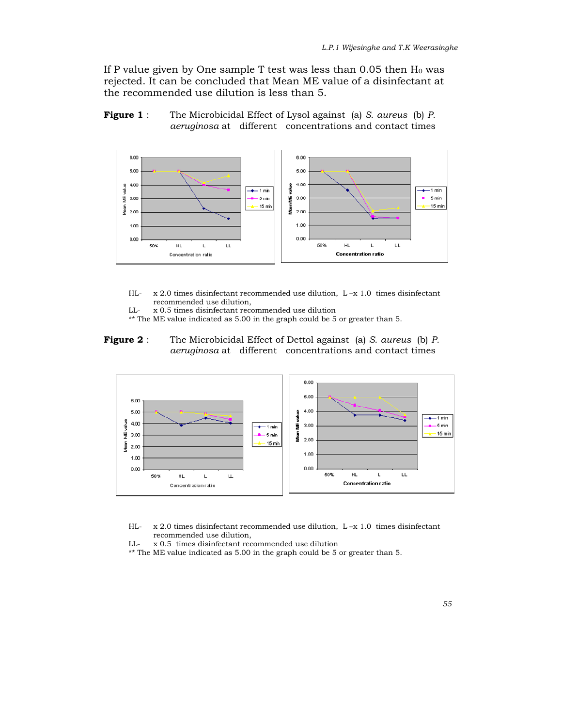If P value given by One sample T test was less than 0.05 then $H_0$ was rejected. It can be concluded that Mean ME value of a disinfectant at the recommended use dilution is less than 5.

**Figure 1** : The Microbicidal Effect of Lysol against (a) *S. aureus* (b) *P. aeruginosa* at different concentrations and contact times

HL- x 2.0 times disinfectant recommended use dilution, L –x 1.0 times disinfectant recommended use dilution,
LL- x 0.5 times disinfectant recommended use dilution
** The ME value indicated as 5.00 in the graph could be 5 or greater than 5.

**Figure 2** : The Microbicidal Effect of Dettol against (a) *S. aureus* (b) *P. aeruginosa* at different concentrations and contact times

HL- x 2.0 times disinfectant recommended use dilution, L –x 1.0 times disinfectant recommended use dilution,
LL- x 0.5 times disinfectant recommended use dilution
** The ME value indicated as 5.00 in the graph could be 5 or greater than 5.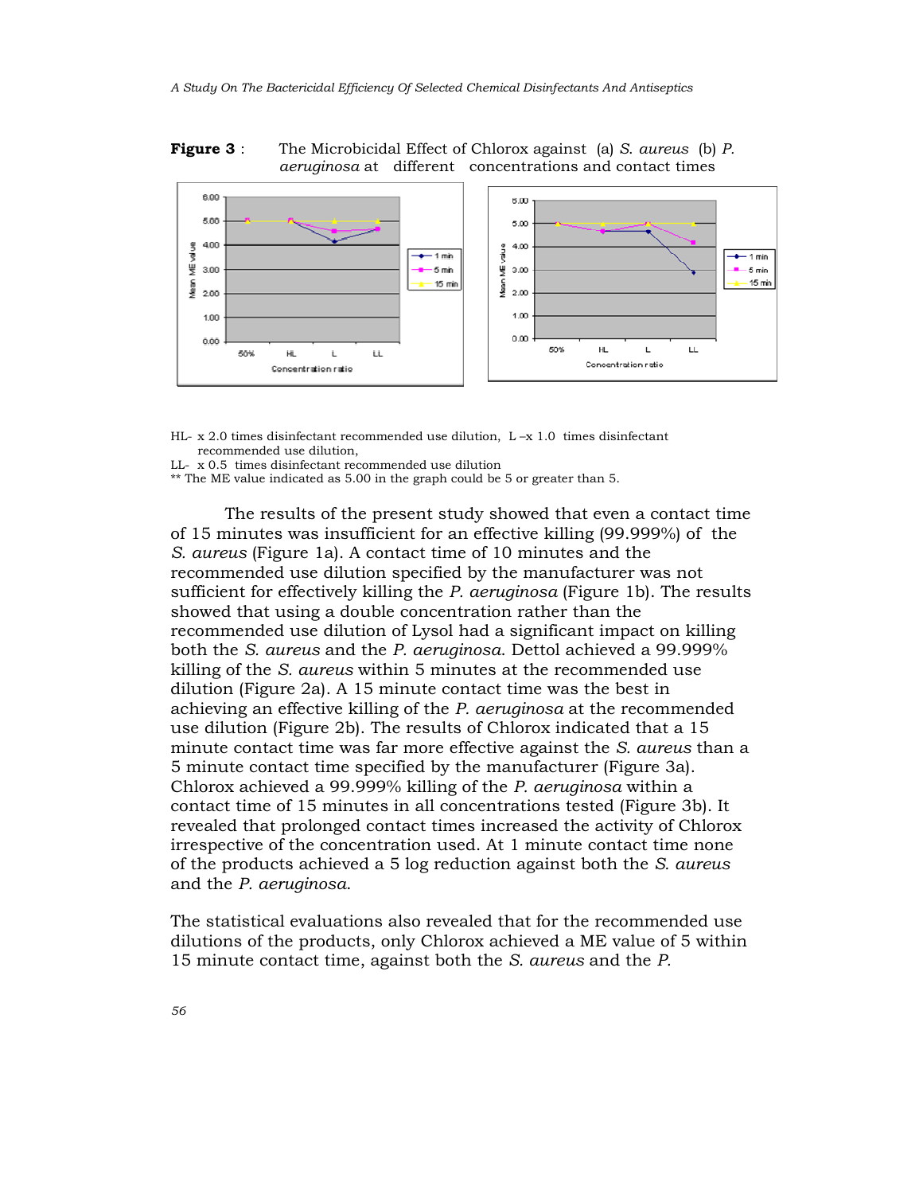**Figure 3** : The Microbicidal Effect of Chlorox against (a) *S. aureus* (b) *P. aeruginosa* at different concentrations and contact times

HL- x 2.0 times disinfectant recommended use dilution, L –x 1.0 times disinfectant recommended use dilution,
LL- x 0.5 times disinfectant recommended use dilution
** The ME value indicated as 5.00 in the graph could be 5 or greater than 5.

The results of the present study showed that even a contact time of 15 minutes was insufficient for an effective killing (99.999%) of the *S. aureus* (Figure 1a). A contact time of 10 minutes and the recommended use dilution specified by the manufacturer was not sufficient for effectively killing the *P. aeruginosa* (Figure 1b). The results showed that using a double concentration rather than the recommended use dilution of Lysol had a significant impact on killing both the *S. aureus* and the *P. aeruginosa*. Dettol achieved a 99.999% killing of the *S. aureus* within 5 minutes at the recommended use dilution (Figure 2a). A 15 minute contact time was the best in achieving an effective killing of the *P. aeruginosa* at the recommended use dilution (Figure 2b). The results of Chlorox indicated that a 15 minute contact time was far more effective against the *S. aureus* than a 5 minute contact time specified by the manufacturer (Figure 3a). Chlorox achieved a 99.999% killing of the *P. aeruginosa* within a contact time of 15 minutes in all concentrations tested (Figure 3b). It revealed that prolonged contact times increased the activity of Chlorox irrespective of the concentration used. At 1 minute contact time none of the products achieved a 5 log reduction against both the *S. aureus* and the *P. aeruginosa*.

The statistical evaluations also revealed that for the recommended use dilutions of the products, only Chlorox achieved a ME value of 5 within 15 minute contact time, against both the *S. aureus* and the *P.*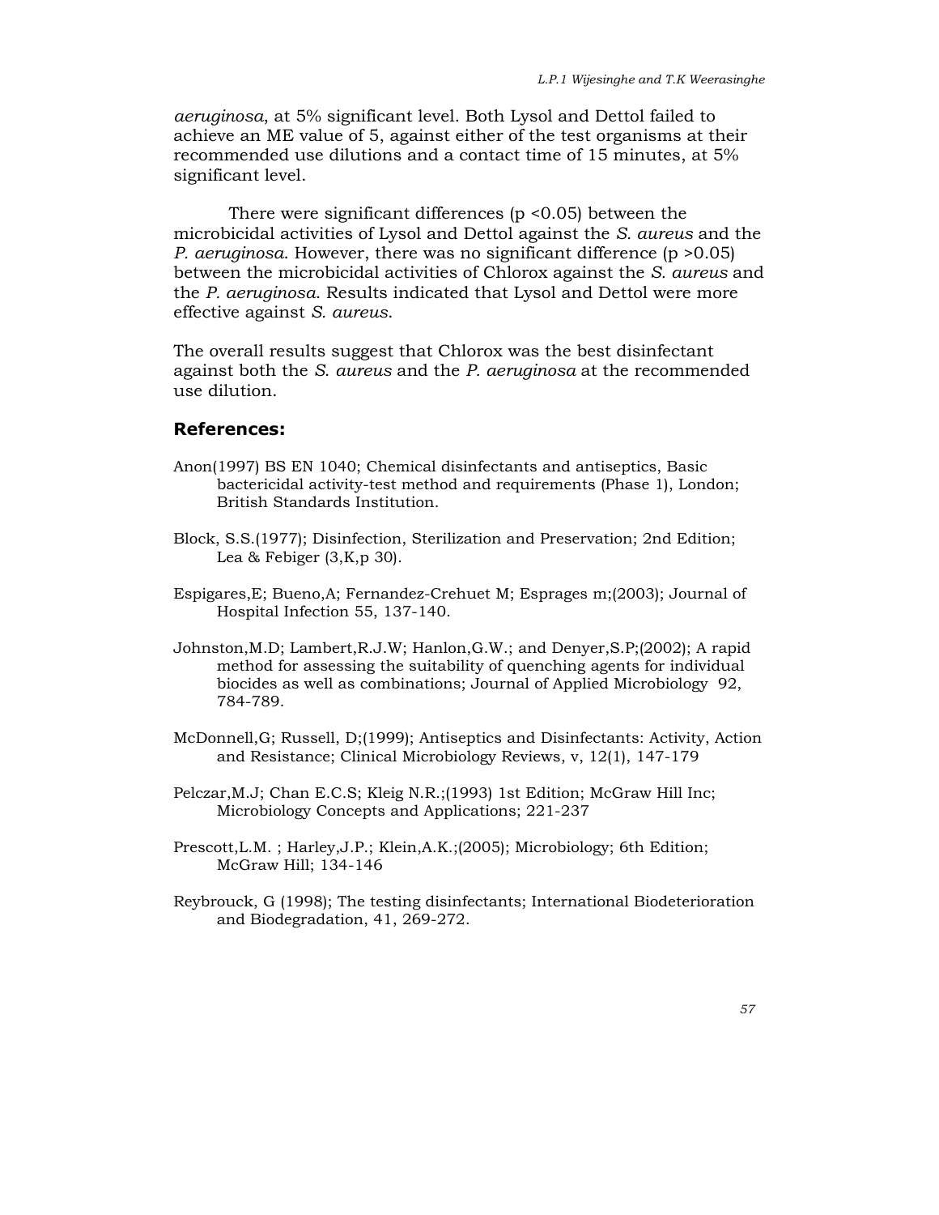*aeruginosa*, at 5% significant level. Both Lysol and Dettol failed to achieve an ME value of 5, against either of the test organisms at their recommended use dilutions and a contact time of 15 minutes, at 5% significant level.

There were significant differences ($p < 0.05$) between the microbicidal activities of Lysol and Dettol against the *S. aureus* and the *P. aeruginosa*. However, there was no significant difference ($p > 0.05$) between the microbicidal activities of Chlorox against the *S. aureus* and the *P. aeruginosa*. Results indicated that Lysol and Dettol were more effective against *S. aureus*.

The overall results suggest that Chlorox was the best disinfectant against both the *S. aureus* and the *P. aeruginosa* at the recommended use dilution.

## References:

Anon(1997) BS EN 1040; Chemical disinfectants and antiseptics, Basic bactericidal activity-test method and requirements (Phase 1), London; British Standards Institution.

Block, S.S.(1977); Disinfection, Sterilization and Preservation; 2nd Edition; Lea & Febiger (3,K,p 30).

Espigares,E; Bueno,A; Fernandez-Crehuet M; Esprages m;(2003); Journal of Hospital Infection 55, 137-140.

Johnston,M.D; Lambert,R.J.W; Hanlon,G.W.; and Denyer,S.P;(2002); A rapid method for assessing the suitability of quenching agents for individual biocides as well as combinations; Journal of Applied Microbiology 92, 784-789.

McDonnell,G; Russell, D;(1999); Antiseptics and Disinfectants: Activity, Action and Resistance; Clinical Microbiology Reviews, v, 12(1), 147-179

Pelczar,M.J; Chan E.C.S; Kleig N.R.;(1993) 1st Edition; McGraw Hill Inc; Microbiology Concepts and Applications; 221-237

Prescott,L.M. ; Harley,J.P.; Klein,A.K.;(2005); Microbiology; 6th Edition; McGraw Hill; 134-146

Reybrouck, G (1998); The testing disinfectants; International Biodeterioration and Biodegradation, 41, 269-272.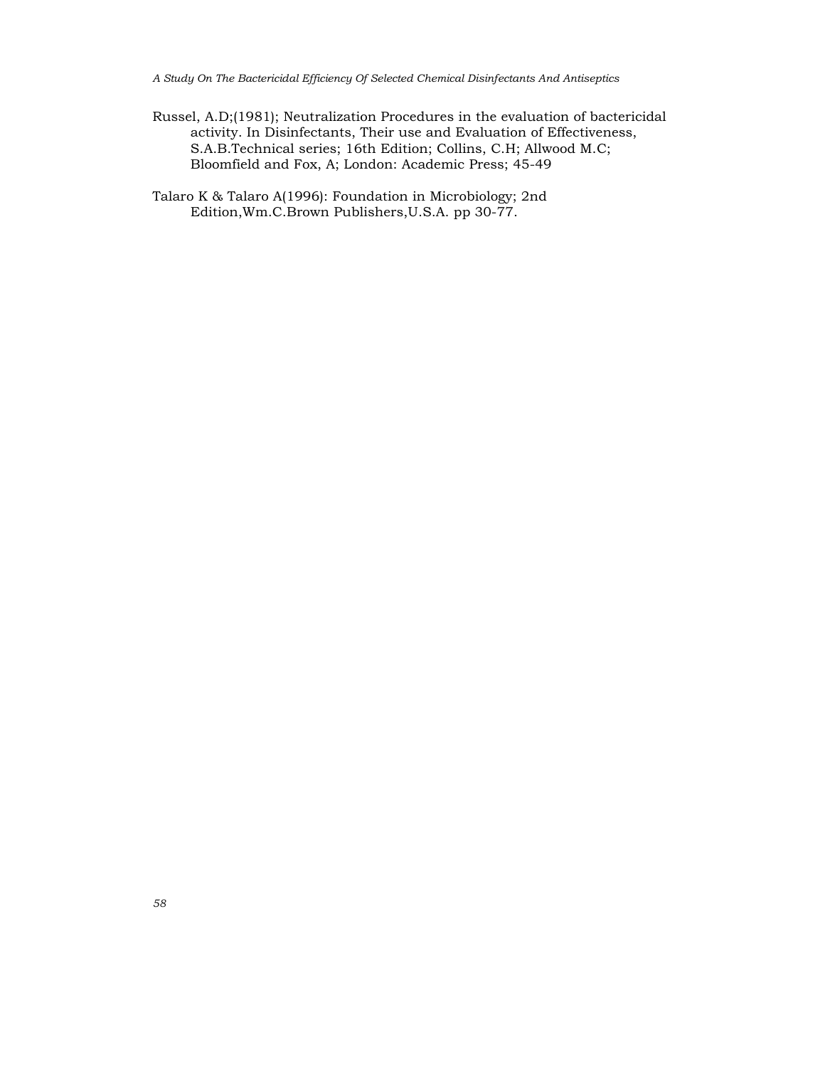Russel, A.D;(1981); Neutralization Procedures in the evaluation of bactericidal activity. In Disinfectants, Their use and Evaluation of Effectiveness, S.A.B.Technical series; 16th Edition; Collins, C.H; Allwood M.C; Bloomfield and Fox, A; London: Academic Press; 45-49

Talaro K & Talaro A(1996): Foundation in Microbiology; 2nd Edition,Wm.C.Brown Publishers,U.S.A. pp 30-77.